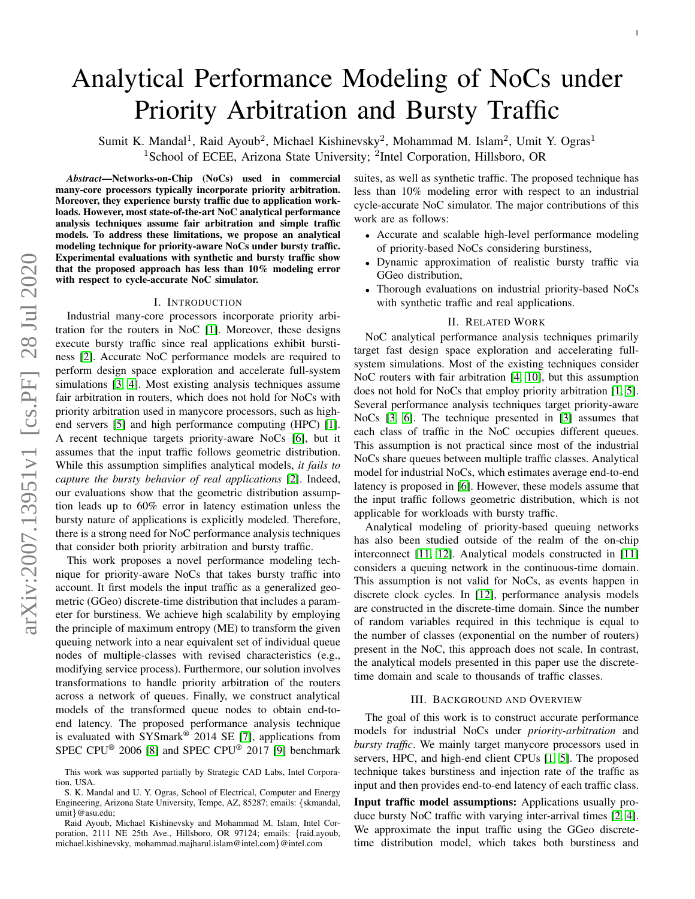# Analytical Performance Modeling of NoCs under Priority Arbitration and Bursty Traffic

Sumit K. Mandal[1], Raid Ayoub[2], Michael Kishinevsky[2], Mohammad M. Islam[2], Umit Y. Ogras[1]

[1]School of ECEE, Arizona State University; [2]Intel Corporation, Hillsboro, OR

***Abstract*—Networks-on-Chip (NoCs) used in commercial many-core processors typically incorporate priority arbitration. Moreover, they experience bursty traffic due to application workloads. However, most state-of-the-art NoC analytical performance analysis techniques assume fair arbitration and simple traffic models. To address these limitations, we propose an analytical modeling technique for priority-aware NoCs under bursty traffic. Experimental evaluations with synthetic and bursty traffic show that the proposed approach has less than 10% modeling error with respect to cycle-accurate NoC simulator.**

## I. Introduction

Industrial many-core processors incorporate priority arbitration for the routers in NoC [1]. Moreover, these designs execute bursty traffic since real applications exhibit burstiness [2]. Accurate NoC performance models are required to perform design space exploration and accelerate full-system simulations [3, 4]. Most existing analysis techniques assume fair arbitration in routers, which does not hold for NoCs with priority arbitration used in manycore processors, such as high-end servers [5] and high performance computing (HPC) [1]. A recent technique targets priority-aware NoCs [6], but it assumes that the input traffic follows geometric distribution. While this assumption simplifies analytical models, *it fails to capture the bursty behavior of real applications* [2]. Indeed, our evaluations show that the geometric distribution assumption leads up to 60% error in latency estimation unless the bursty nature of applications is explicitly modeled. Therefore, there is a strong need for NoC performance analysis techniques that consider both priority arbitration and bursty traffic.

This work proposes a novel performance modeling technique for priority-aware NoCs that takes bursty traffic into account. It first models the input traffic as a generalized geometric (GGeo) discrete-time distribution that includes a parameter for burstiness. We achieve high scalability by employing the principle of maximum entropy (ME) to transform the given queuing network into a near equivalent set of individual queue nodes of multiple-classes with revised characteristics (e.g., modifying service process). Furthermore, our solution involves transformations to handle priority arbitration of the routers across a network of queues. Finally, we construct analytical models of the transformed queue nodes to obtain end-to-end latency. The proposed performance analysis technique is evaluated with SYSmark® 2014 SE [7], applications from SPEC CPU® 2006 [8] and SPEC CPU® 2017 [9] benchmark suites, as well as synthetic traffic. The proposed technique has less than 10% modeling error with respect to an industrial cycle-accurate NoC simulator. The major contributions of this work are as follows:

- Accurate and scalable high-level performance modeling of priority-based NoCs considering burstiness,
- Dynamic approximation of realistic bursty traffic via GGeo distribution,
- Thorough evaluations on industrial priority-based NoCs with synthetic traffic and real applications.

## II. Related Work

NoC analytical performance analysis techniques primarily target fast design space exploration and accelerating full-system simulations. Most of the existing techniques consider NoC routers with fair arbitration [4, 10], but this assumption does not hold for NoCs that employ priority arbitration [1, 5]. Several performance analysis techniques target priority-aware NoCs [3, 6]. The technique presented in [3] assumes that each class of traffic in the NoC occupies different queues. This assumption is not practical since most of the industrial NoCs share queues between multiple traffic classes. Analytical model for industrial NoCs, which estimates average end-to-end latency is proposed in [6]. However, these models assume that the input traffic follows geometric distribution, which is not applicable for workloads with bursty traffic.

Analytical modeling of priority-based queuing networks has also been studied outside of the realm of the on-chip interconnect [11, 12]. Analytical models constructed in [11] considers a queuing network in the continuous-time domain. This assumption is not valid for NoCs, as events happen in discrete clock cycles. In [12], performance analysis models are constructed in the discrete-time domain. Since the number of random variables required in this technique is equal to the number of classes (exponential on the number of routers) present in the NoC, this approach does not scale. In contrast, the analytical models presented in this paper use the discrete-time domain and scale to thousands of traffic classes.

## III. Background and Overview

The goal of this work is to construct accurate performance models for industrial NoCs under *priority-arbitration* and *bursty traffic*. We mainly target manycore processors used in servers, HPC, and high-end client CPUs [1, 5]. The proposed technique takes burstiness and injection rate of the traffic as input and then provides end-to-end latency of each traffic class.

**Input traffic model assumptions:** Applications usually produce bursty NoC traffic with varying inter-arrival times [2, 4]. We approximate the input traffic using the GGeo discrete-time distribution model, which takes both burstiness and

---

This work was supported partially by Strategic CAD Labs, Intel Corporation, USA.

S. K. Mandal and U. Y. Ogras, School of Electrical, Computer and Energy Engineering, Arizona State University, Tempe, AZ, 85287; emails: {skmandal, umit}@asu.edu;

Raid Ayoub, Michael Kishinevsky and Mohammad M. Islam, Intel Corporation, 2111 NE 25th Ave., Hillsboro, OR 97124; emails: {raid.ayoub, michael.kishinevsky, mohammad.majharul.islam@intel.com}@intel.com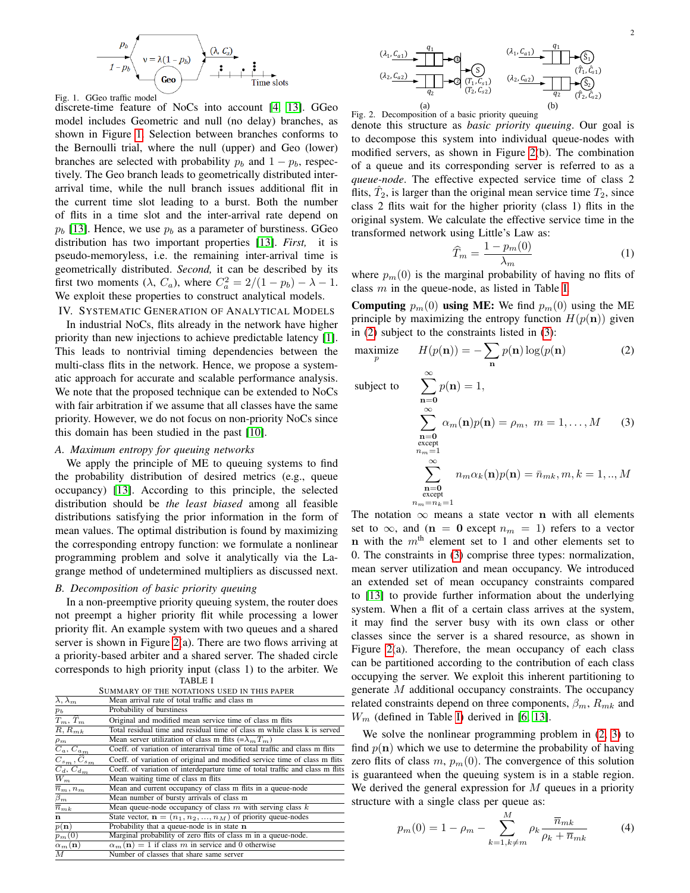Fig. 1. GGeo traffic model

discrete-time feature of NoCs into account [4], [13]. GGeo model includes Geometric and null (no delay) branches, as shown in Figure 1. Selection between branches conforms to the Bernoulli trial, where the null (upper) and Geo (lower) branches are selected with probability $p_b$ and $1 - p_b$, respectively. The Geo branch leads to geometrically distributed inter-arrival time, while the null branch issues additional flit in the current time slot leading to a burst. Both the number of flits in a time slot and the inter-arrival rate depend on $p_b$ [13]. Hence, we use $p_b$ as a parameter of burstiness. GGeo distribution has two important properties [13]. *First,* it is pseudo-memoryless, i.e. the remaining inter-arrival time is geometrically distributed. *Second,* it can be described by its first two moments ($\lambda$, $C_a$), where $C_a^2 = 2/(1-p_b) - \lambda - 1$. We exploit these properties to construct analytical models.

## IV. Systematic Generation of Analytical Models

In industrial NoCs, flits already in the network have higher priority than new injections to achieve predictable latency [1]. This leads to nontrivial timing dependencies between the multi-class flits in the network. Hence, we propose a systematic approach for accurate and scalable performance analysis. We note that the proposed technique can be extended to NoCs with fair arbitration if we assume that all classes have the same priority. However, we do not focus on non-priority NoCs since this domain has been studied in the past [10].

### A. Maximum entropy for queuing networks

We apply the principle of ME to queuing systems to find the probability distribution of desired metrics (e.g., queue occupancy) [13]. According to this principle, the selected distribution should be *the least biased* among all feasible distributions satisfying the prior information in the form of mean values. The optimal distribution is found by maximizing the corresponding entropy function: we formulate a nonlinear programming problem and solve it analytically via the Lagrange method of undetermined multipliers as discussed next.

### B. Decomposition of basic priority queuing

In a non-preemptive priority queuing system, the router does not preempt a higher priority flit while processing a lower priority flit. An example system with two queues and a shared server is shown in Figure 2(a). There are two flows arriving at a priority-based arbiter and a shared server. The shaded circle corresponds to high priority input (class 1) to the arbiter. We denote this structure as *basic priority queuing*. Our goal is to decompose this system into individual queue-nodes with modified servers, as shown in Figure 2(b). The combination of a queue and its corresponding server is referred to as a *queue-node*. The effective expected service time of class 2 flits, $\hat{T}_2$, is larger than the original mean service time $T_2$, since class 2 flits wait for the higher priority (class 1) flits in the original system. We calculate the effective service time in the transformed network using Little's Law as:

$$\widehat{T}_m = \frac{1 - p_m(0)}{\lambda_m} \tag{1}$$

where $p_m(0)$ is the marginal probability of having no flits of class $m$ in the queue-node, as listed in Table I.

TABLE I
Summary of the notations used in this paper

| | |
|---|---|
| $\lambda$, $\lambda_m$ | Mean arrival rate of total traffic and class m |
| $p_b$ | Probability of burstiness |
| $T_m$, $\widehat{T}_m$ | Original and modified mean service time of class m flits |
| $R$, $R_{mk}$ | Total residual time and residual time of class m while class k is served |
| $\rho_m$ | Mean server utilization of class m flits ($=\lambda_m T_m$) |
| $C_a$, $C_{a_m}$ | Coeff. of variation of interarrival time of total traffic and class m flits |
| $C_{s_m}$, $\widehat{C}_{s_m}$ | Coeff. of variation of original and modified service time of class m flits |
| $C_d$, $C_{d_m}$ | Coeff. of variation of interdeparture time of total traffic and class m flits |
| $W_m$ | Mean waiting time of class m flits |
| $\overline{n}_m$, $n_m$ | Mean and current occupancy of class m flits in a queue-node |
| $\beta_m$ | Mean number of bursty arrivals of class m |
| $\overline{n}_{mk}$ | Mean queue-node occupancy of class $m$ with serving class $k$ |
| $\mathbf{n}$ | State vector, $\mathbf{n} = (n_1, n_2, ..., n_M)$ of priority queue-nodes |
| $p(\mathbf{n})$ | Probability that a queue-node is in state $\mathbf{n}$ |
| $p_m(0)$ | Marginal probability of zero flits of class m in a queue-node. |
| $\alpha_m(\mathbf{n})$ | $\alpha_m(\mathbf{n}) = 1$ if class $m$ in service and 0 otherwise |
| $M$ | Number of classes that share same server |

Fig. 2. Decomposition of a basic priority queuing

**Computing $p_m(0)$ using ME:** We find $p_m(0)$ using the ME principle by maximizing the entropy function $H(p(\mathbf{n}))$ given in (2) subject to the constraints listed in (3):

$$\underset{p}{\text{maximize}} \quad H(p(\mathbf{n})) = -\sum_{\mathbf{n}} p(\mathbf{n}) \log(p(\mathbf{n})) \tag{2}$$

$$\text{subject to} \quad \sum_{\mathbf{n}=\mathbf{0}}^{\infty} p(\mathbf{n}) = 1,$$
$$\sum_{\substack{\mathbf{n}=\mathbf{0} \\ \text{except} \\ n_m=1}}^{\infty} \alpha_m(\mathbf{n}) p(\mathbf{n}) = \rho_m, \; m = 1, \ldots, M \tag{3}$$
$$\sum_{\substack{\mathbf{n}=\mathbf{0} \\ \text{except} \\ n_m=n_k=1}}^{\infty} n_m \alpha_k(\mathbf{n}) p(\mathbf{n}) = \bar{n}_{mk}, m, k = 1, .., M$$

The notation $\infty$ means a state vector $\mathbf{n}$ with all elements set to $\infty$, and ($\mathbf{n} = \mathbf{0}$ except $n_m = 1$) refers to a vector $\mathbf{n}$ with the $m^{\text{th}}$ element set to 1 and other elements set to 0. The constraints in (3) comprise three types: normalization, mean server utilization and mean occupancy. We introduced an extended set of mean occupancy constraints compared to [13] to provide further information about the underlying system. When a flit of a certain class arrives at the system, it may find the server busy with its own class or other classes since the server is a shared resource, as shown in Figure 2(a). Therefore, the mean occupancy of each class can be partitioned according to the contribution of each class occupying the server. We exploit this inherent partitioning to generate $M$ additional occupancy constraints. The occupancy related constraints depend on three components, $\beta_m$, $R_{mk}$ and $W_m$ (defined in Table I) derived in [6], [13].

We solve the nonlinear programming problem in (2, 3) to find $p(\mathbf{n})$ which we use to determine the probability of having zero flits of class $m$, $p_m(0)$. The convergence of this solution is guaranteed when the queuing system is in a stable region. We derived the general expression for $M$ queues in a priority structure with a single class per queue as:

$$p_m(0) = 1 - \rho_m - \sum_{k=1, k \neq m}^{M} \rho_k \frac{\overline{n}_{mk}}{\rho_k + \overline{n}_{mk}} \tag{4}$$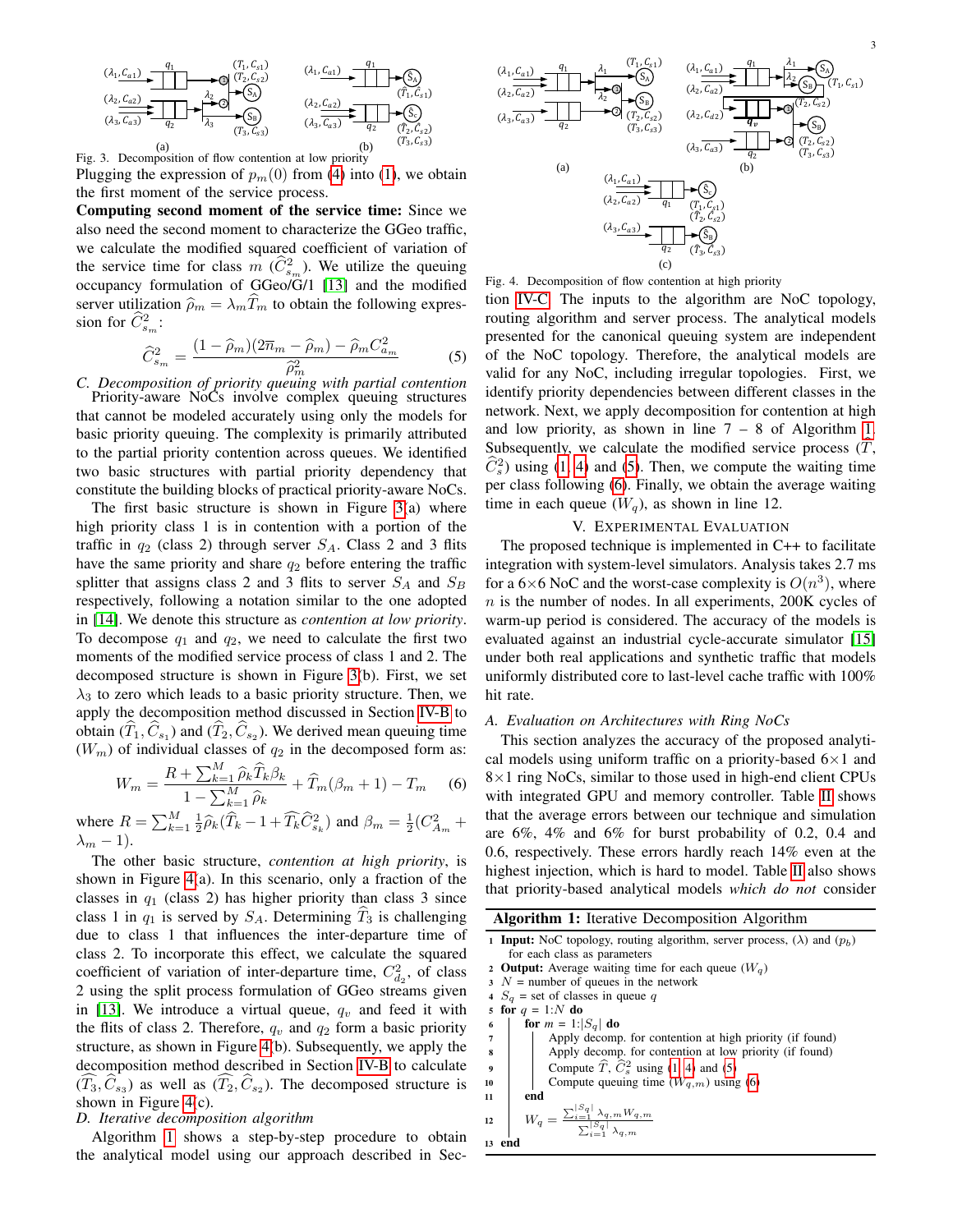Fig. 3. Decomposition of flow contention at low priority

Plugging the expression of $p_m(0)$ from (4) into (1), we obtain the first moment of the service process.

**Computing second moment of the service time:** Since we also need the second moment to characterize the GGeo traffic, we calculate the modified squared coefficient of variation of the service time for class $m$ ($\widehat{C}^2_{s_m}$). We utilize the queuing occupancy formulation of GGeo/G/1 [13] and the modified server utilization $\widehat{\rho}_m = \lambda_m \widehat{T}_m$ to obtain the following expression for $\widehat{C}^2_{s_m}$:

$$\widehat{C}^2_{s_m} = \frac{(1-\widehat{\rho}_m)(2\overline{n}_m - \widehat{\rho}_m) - \widehat{\rho}_m C^2_{a_m}}{\widehat{\rho}^2_m} \quad (5)$$

### C. Decomposition of priority queuing with partial contention

Priority-aware NoCs involve complex queuing structures that cannot be modeled accurately using only the models for basic priority queuing. The complexity is primarily attributed to the partial priority contention across queues. We identified two basic structures with partial priority dependency that constitute the building blocks of practical priority-aware NoCs.

The first basic structure is shown in Figure 3(a) where high priority class 1 is in contention with a portion of the traffic in $q_2$ (class 2) through server $S_A$. Class 2 and 3 flits have the same priority and share $q_2$ before entering the traffic splitter that assigns class 2 and 3 flits to server $S_A$ and $S_B$ respectively, following a notation similar to the one adopted in [14]. We denote this structure as *contention at low priority*. To decompose $q_1$ and $q_2$, we need to calculate the first two moments of the modified service process of class 1 and 2. The decomposed structure is shown in Figure 3(b). First, we set $\lambda_3$ to zero which leads to a basic priority structure. Then, we apply the decomposition method discussed in Section IV-B to obtain ($\widehat{T}_1, \widehat{C}_{s_1}$) and ($\widehat{T}_2, \widehat{C}_{s_2}$). We derived mean queuing time ($W_m$) of individual classes of $q_2$ in the decomposed form as:

$$W_m = \frac{R + \sum_{k=1}^{M} \widehat{\rho}_k \widehat{T}_k \beta_k}{1 - \sum_{k=1}^{M} \widehat{\rho}_k} + \widehat{T}_m(\beta_m + 1) - T_m \quad (6)$$

where $R = \sum_{k=1}^{M} \frac{1}{2}\widehat{\rho}_k(\widehat{T}_k - 1 + \widehat{T}_k \widehat{C}^2_{s_k})$ and $\beta_m = \frac{1}{2}(C^2_{A_m} + \lambda_m - 1)$.

The other basic structure, *contention at high priority*, is shown in Figure 4(a). In this scenario, only a fraction of the classes in $q_1$ (class 2) has higher priority than class 3 since class 1 in $q_1$ is served by $S_A$. Determining $\widehat{T}_3$ is challenging due to class 1 that influences the inter-departure time of class 2. To incorporate this effect, we calculate the squared coefficient of variation of inter-departure time, $C^2_{d_2}$, of class 2 using the split process formulation of GGeo streams given in [13]. We introduce a virtual queue, $q_v$ and feed it with the flits of class 2. Therefore, $q_v$ and $q_2$ form a basic priority structure, as shown in Figure 4(b). Subsequently, we apply the decomposition method described in Section IV-B to calculate ($\widehat{T}_3, \widehat{C}_{s_3}$) as well as ($\widehat{T}_2, \widehat{C}_{s_2}$). The decomposed structure is shown in Figure 4(c).

### D. Iterative decomposition algorithm

Algorithm 1 shows a step-by-step procedure to obtain the analytical model using our approach described in Section IV-C. The inputs to the algorithm are NoC topology, routing algorithm and server process. The analytical models presented for the canonical queuing system are independent of the NoC topology. Therefore, the analytical models are valid for any NoC, including irregular topologies. First, we identify priority dependencies between different classes in the network. Next, we apply decomposition for contention at high and low priority, as shown in line 7 – 8 of Algorithm 1. Subsequently, we calculate the modified service process ($\widehat{T}$, $\widehat{C}^2_s$) using (1, 4) and (5). Then, we compute the waiting time per class following (6). Finally, we obtain the average waiting time in each queue ($W_q$), as shown in line 12.

Fig. 4. Decomposition of flow contention at high priority

## V. Experimental Evaluation

The proposed technique is implemented in C++ to facilitate integration with system-level simulators. Analysis takes 2.7 ms for a 6×6 NoC and the worst-case complexity is $O(n^3)$, where $n$ is the number of nodes. In all experiments, 200K cycles of warm-up period is considered. The accuracy of the models is evaluated against an industrial cycle-accurate simulator [15] under both real applications and synthetic traffic that models uniformly distributed core to last-level cache traffic with 100% hit rate.

### A. Evaluation on Architectures with Ring NoCs

This section analyzes the accuracy of the proposed analytical models using uniform traffic on a priority-based 6×1 and 8×1 ring NoCs, similar to those used in high-end client CPUs with integrated GPU and memory controller. Table II shows that the average errors between our technique and simulation are 6%, 4% and 6% for burst probability of 0.2, 0.4 and 0.6, respectively. These errors hardly reach 14% even at the highest injection, which is hard to model. Table II also shows that priority-based analytical models *which do not* consider

**Algorithm 1:** Iterative Decomposition Algorithm

```
1  Input: NoC topology, routing algorithm, server process, (λ) and (p_b)
      for each class as parameters
2  Output: Average waiting time for each queue (W_q)
3  N = number of queues in the network
4  S_q = set of classes in queue q
5  for q = 1:N do
6      for m = 1:|S_q| do
7          Apply decomp. for contention at high priority (if found)
8          Apply decomp. for contention at low priority (if found)
9          Compute T̂, Ĉ_s^2 using (1, 4) and (5)
10         Compute queuing time (W_{q,m}) using (6)
11     end
12     W_q = (Σ_{i=1}^{|S_q|} λ_{q,m} W_{q,m}) / (Σ_{i=1}^{|S_q|} λ_{q,m})
13 end
```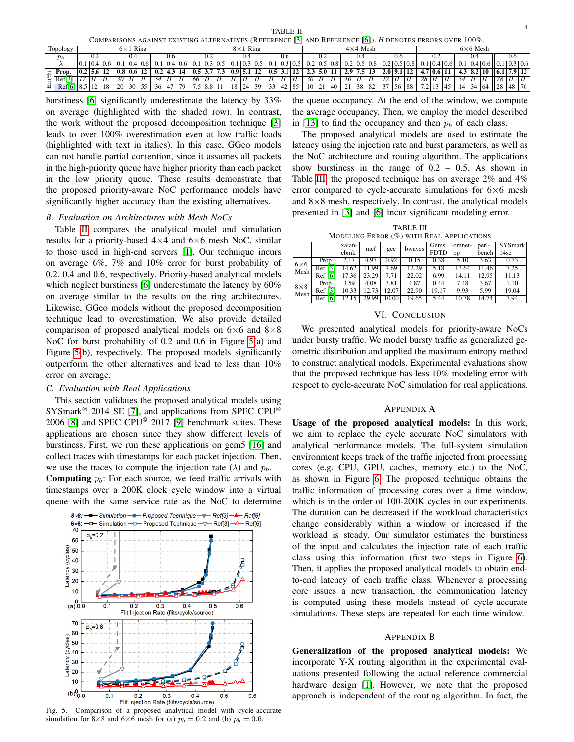TABLE II
COMPARISONS AGAINST EXISTING ALTERNATIVES (REFERENCE [3] AND REFERENCE [6]). *H* DENOTES ERRORS OVER 100%.

| Topology | | 6×1 Ring | | | | | | | | | 8×1 Ring | | | | | | | | | 4×4 Mesh | | | | | | | | | 6×6 Mesh | | | | | | | | |
|---|---|---|---|---|---|---|---|---|---|---|---|---|---|---|---|---|---|---|---|---|---|---|---|---|---|---|---|---|---|---|---|---|---|---|---|---|---|
| $p_b$ | | 0.2 | | | 0.4 | | | 0.6 | | | 0.2 | | | 0.4 | | | 0.6 | | | 0.2 | | | 0.4 | | | 0.6 | | | 0.2 | | | 0.4 | | | 0.6 | | |
| $\lambda$ | | 0.1 | 0.4 | 0.6 | 0.1 | 0.4 | 0.6 | 0.1 | 0.4 | 0.6 | 0.1 | 0.3 | 0.5 | 0.1 | 0.3 | 0.5 | 0.1 | 0.3 | 0.5 | 0.2 | 0.5 | 0.8 | 0.2 | 0.5 | 0.8 | 0.2 | 0.5 | 0.8 | 0.1 | 0.4 | 0.6 | 0.1 | 0.4 | 0.6 | 0.1 | 0.3 | 0.6 |
| Err(%) | **Prop.** | **0.2** | **5.6** | **12** | **0.8** | **0.6** | **12** | **0.2** | **4.3** | **14** | **0.5** | **3.7** | **7.3** | **0.9** | **5.1** | **12** | **0.5** | **3.1** | **12** | **2.3** | **5.0** | **11** | **2.9** | **7.5** | **13** | **2.0** | **9.1** | **12** | **4.7** | **0.6** | **11** | **4.3** | **8.2** | **10** | **6.1** | **7.9** | **12** |
| | Ref[3] | *17* | *H* | *H* | *30* | *H* | *H* | *54* | *H* | *H* | *66* | *H* | *H* | *H* | *H* | *H* | *H* | *H* | *H* | *30* | *H* | *H* | *10* | *H* | *H* | *12* | *H* | *H* | *28* | *H* | *H* | *54* | *H* | *H* | *78* | *H* | *H* |
| | Ref[6] | 8.5 | 12 | 18 | 20 | 30 | 55 | 36 | 47 | 79 | 7.5 | 8.8 | 11 | 18 | 24 | 39 | 33 | 42 | 85 | 10 | 21 | 40 | 21 | 38 | 82 | 37 | 56 | 88 | 7.2 | 13 | 45 | 14 | 34 | 64 | 28 | 48 | 76 |

burstiness [6] significantly underestimate the latency by 33% on average (highlighted with the shaded row). In contrast, the work without the proposed decomposition technique [3] leads to over 100% overestimation even at low traffic loads (highlighted with text in italics). In this case, GGeo models can not handle partial contention, since it assumes all packets in the high-priority queue have higher priority than each packet in the low priority queue. These results demonstrate that the proposed priority-aware NoC performance models have significantly higher accuracy than the existing alternatives.

### B. Evaluation on Architectures with Mesh NoCs

Table II compares the analytical model and simulation results for a priority-based 4×4 and 6×6 mesh NoC, similar to those used in high-end servers [1]. Our technique incurs on average 6%, 7% and 10% error for burst probability of 0.2, 0.4 and 0.6, respectively. Priority-based analytical models which neglect burstiness [6] underestimate the latency by 60% on average similar to the results on the ring architectures. Likewise, GGeo models without the proposed decomposition technique lead to overestimation. We also provide detailed comparison of proposed analytical models on 6×6 and 8×8 NoC for burst probability of 0.2 and 0.6 in Figure 5(a) and Figure 5(b), respectively. The proposed models significantly outperform the other alternatives and lead to less than 10% error on average.

### C. Evaluation with Real Applications

This section validates the proposed analytical models using SYSmark® 2014 SE [7], and applications from SPEC CPU® 2006 [8] and SPEC CPU® 2017 [9] benchmark suites. These applications are chosen since they show different levels of burstiness. First, we run these applications on gem5 [16] and collect traces with timestamps for each packet injection. Then, we use the traces to compute the injection rate ($\lambda$) and $p_b$.

**Computing** $p_b$: For each source, we feed traffic arrivals with timestamps over a 200K clock cycle window into a virtual queue with the same service rate as the NoC to determine the queue occupancy. At the end of the window, we compute the average occupancy. Then, we employ the model described in [13] to find the occupancy and then $p_b$ of each class.

Fig. 5. Comparison of a proposed analytical model with cycle-accurate simulation for 8×8 and 6×6 mesh for (a) $p_b = 0.2$ and (b) $p_b = 0.6$.

The proposed analytical models are used to estimate the latency using the injection rate and burst parameters, as well as the NoC architecture and routing algorithm. The applications show burstiness in the range of 0.2 – 0.5. As shown in Table III, the proposed technique has on average 2% and 4% error compared to cycle-accurate simulations for 6×6 mesh and 8×8 mesh, respectively. In contrast, the analytical models presented in [3] and [6] incur significant modeling error.

TABLE III
MODELING ERROR (%) WITH REAL APPLICATIONS

| | | xalan-cbmk | mcf | gcc | bwaves | Gems FDTD | omnet-pp | perl-bench | SYSmark 14se |
|---|---|---|---|---|---|---|---|---|---|
| 6×6 Mesh | Prop | 2.17 | 4.97 | 0.92 | 0.15 | 0.38 | 5.10 | 3.63 | 0.73 |
| | Ref [3] | 14.62 | 11.99 | 7.69 | 12.29 | 5.18 | 13.64 | 11.46 | 7.25 |
| | Ref [6] | 17.36 | 23.29 | 7.71 | 22.02 | 6.99 | 14.11 | 12.95 | 11.13 |
| 8×8 Mesh | Prop | 3.59 | 4.08 | 3.81 | 4.87 | 0.44 | 7.48 | 3.67 | 1.10 |
| | Ref [3] | 10.33 | 12.73 | 12.07 | 22.90 | 19.17 | 9.93 | 5.99 | 19.04 |
| | Ref [6] | 12.15 | 29.99 | 10.00 | 19.65 | 5.44 | 10.78 | 14.74 | 7.94 |

## VI. CONCLUSION

We presented analytical models for priority-aware NoCs under bursty traffic. We model bursty traffic as generalized geometric distribution and applied the maximum entropy method to construct analytical models. Experimental evaluations show that the proposed technique has less 10% modeling error with respect to cycle-accurate NoC simulation for real applications.

## APPENDIX A

**Usage of the proposed analytical models:** In this work, we aim to replace the cycle accurate NoC simulators with analytical performance models. The full-system simulation environment keeps track of the traffic injected from processing cores (e.g. CPU, GPU, caches, memory etc.) to the NoC, as shown in Figure 6. The proposed technique obtains the traffic information of processing cores over a time window, which is in the order of 100-200K cycles in our experiments. The duration can be decreased if the workload characteristics change considerably within a window or increased if the workload is steady. Our simulator estimates the burstiness of the input and calculates the injection rate of each traffic class using this information (first two steps in Figure 6). Then, it applies the proposed analytical models to obtain end-to-end latency of each traffic class. Whenever a processing core issues a new transaction, the communication latency is computed using these models instead of cycle-accurate simulations. These steps are repeated for each time window.

## APPENDIX B

**Generalization of the proposed analytical models:** We incorporate Y-X routing algorithm in the experimental evaluations presented following the actual reference commercial hardware design [1]. However, we note that the proposed approach is independent of the routing algorithm. In fact, the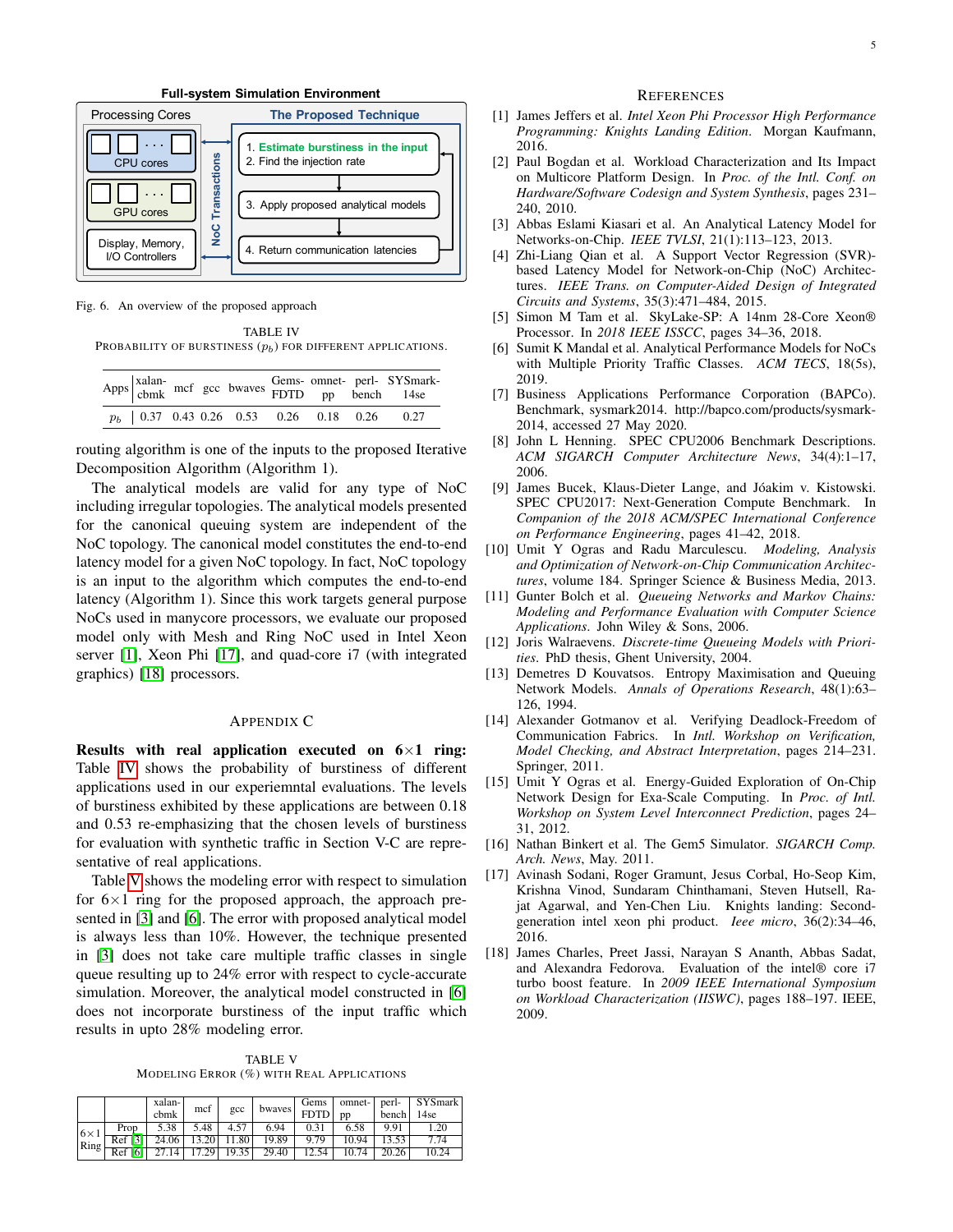**Full-system Simulation Environment**

Processing Cores

CPU cores

GPU cores

Display, Memory, I/O Controllers

NoC Transactions

The Proposed Technique

1. Estimate burstiness in the input
2. Find the injection rate

3. Apply proposed analytical models

4. Return communication latencies

Fig. 6. An overview of the proposed approach

TABLE IV
PROBABILITY OF BURSTINESS ($p_b$) FOR DIFFERENT APPLICATIONS.

| Apps | xalan-cbmk | mcf | gcc | bwaves | Gems-FDTD | omnet-pp | perl-bench | SYSmark-14se |
|---|---|---|---|---|---|---|---|---|
| $p_b$ | 0.37 | 0.43 | 0.26 | 0.53 | 0.26 | 0.18 | 0.26 | 0.27 |

routing algorithm is one of the inputs to the proposed Iterative Decomposition Algorithm (Algorithm 1).

The analytical models are valid for any type of NoC including irregular topologies. The analytical models presented for the canonical queuing system are independent of the NoC topology. The canonical model constitutes the end-to-end latency model for a given NoC topology. In fact, NoC topology is an input to the algorithm which computes the end-to-end latency (Algorithm 1). Since this work targets general purpose NoCs used in manycore processors, we evaluate our proposed model only with Mesh and Ring NoC used in Intel Xeon server [1], Xeon Phi [17], and quad-core i7 (with integrated graphics) [18] processors.

## APPENDIX C

**Results with real application executed on 6×1 ring:** Table IV shows the probability of burstiness of different applications used in our experiemntal evaluations. The levels of burstiness exhibited by these applications are between 0.18 and 0.53 re-emphasizing that the chosen levels of burstiness for evaluation with synthetic traffic in Section V-C are representative of real applications.

Table V shows the modeling error with respect to simulation for 6×1 ring for the proposed approach, the approach presented in [3] and [6]. The error with proposed analytical model is always less than 10%. However, the technique presented in [3] does not take care multiple traffic classes in single queue resulting up to 24% error with respect to cycle-accurate simulation. Moreover, the analytical model constructed in [6] does not incorporate burstiness of the input traffic which results in upto 28% modeling error.

TABLE V
MODELING ERROR (%) WITH REAL APPLICATIONS

| | | xalan-cbmk | mcf | gcc | bwaves | Gems FDTD | omnet-pp | perl-bench | SYSmark 14se |
|---|---|---|---|---|---|---|---|---|---|
| 6×1 Ring | Prop | 5.38 | 5.48 | 4.57 | 6.94 | 0.31 | 6.58 | 9.91 | 1.20 |
| | Ref [3] | 24.06 | 13.20 | 11.80 | 19.89 | 9.79 | 10.94 | 13.53 | 7.74 |
| | Ref [6] | 27.14 | 17.29 | 19.35 | 29.40 | 12.54 | 10.74 | 20.26 | 10.24 |

## REFERENCES

[1] James Jeffers et al. *Intel Xeon Phi Processor High Performance Programming: Knights Landing Edition*. Morgan Kaufmann, 2016.

[2] Paul Bogdan et al. Workload Characterization and Its Impact on Multicore Platform Design. In *Proc. of the Intl. Conf. on Hardware/Software Codesign and System Synthesis*, pages 231–240, 2010.

[3] Abbas Eslami Kiasari et al. An Analytical Latency Model for Networks-on-Chip. *IEEE TVLSI*, 21(1):113–123, 2013.

[4] Zhi-Liang Qian et al. A Support Vector Regression (SVR)-based Latency Model for Network-on-Chip (NoC) Architectures. *IEEE Trans. on Computer-Aided Design of Integrated Circuits and Systems*, 35(3):471–484, 2015.

[5] Simon M Tam et al. SkyLake-SP: A 14nm 28-Core Xeon® Processor. In *2018 IEEE ISSCC*, pages 34–36, 2018.

[6] Sumit K Mandal et al. Analytical Performance Models for NoCs with Multiple Priority Traffic Classes. *ACM TECS*, 18(5s), 2019.

[7] Business Applications Performance Corporation (BAPCo). Benchmark, sysmark2014. http://bapco.com/products/sysmark-2014, accessed 27 May 2020.

[8] John L Henning. SPEC CPU2006 Benchmark Descriptions. *ACM SIGARCH Computer Architecture News*, 34(4):1–17, 2006.

[9] James Bucek, Klaus-Dieter Lange, and Jóakim v. Kistowski. SPEC CPU2017: Next-Generation Compute Benchmark. In *Companion of the 2018 ACM/SPEC International Conference on Performance Engineering*, pages 41–42, 2018.

[10] Umit Y Ogras and Radu Marculescu. *Modeling, Analysis and Optimization of Network-on-Chip Communication Architectures*, volume 184. Springer Science & Business Media, 2013.

[11] Gunter Bolch et al. *Queueing Networks and Markov Chains: Modeling and Performance Evaluation with Computer Science Applications*. John Wiley & Sons, 2006.

[12] Joris Walraevens. *Discrete-time Queueing Models with Priorities*. PhD thesis, Ghent University, 2004.

[13] Demetres D Kouvatsos. Entropy Maximisation and Queuing Network Models. *Annals of Operations Research*, 48(1):63–126, 1994.

[14] Alexander Gotmanov et al. Verifying Deadlock-Freedom of Communication Fabrics. In *Intl. Workshop on Verification, Model Checking, and Abstract Interpretation*, pages 214–231. Springer, 2011.

[15] Umit Y Ogras et al. Energy-Guided Exploration of On-Chip Network Design for Exa-Scale Computing. In *Proc. of Intl. Workshop on System Level Interconnect Prediction*, pages 24–31, 2012.

[16] Nathan Binkert et al. The Gem5 Simulator. *SIGARCH Comp. Arch. News*, May. 2011.

[17] Avinash Sodani, Roger Gramunt, Jesus Corbal, Ho-Seop Kim, Krishna Vinod, Sundaram Chinthamani, Steven Hutsell, Rajat Agarwal, and Yen-Chen Liu. Knights landing: Second-generation intel xeon phi product. *Ieee micro*, 36(2):34–46, 2016.

[18] James Charles, Preet Jassi, Narayan S Ananth, Abbas Sadat, and Alexandra Fedorova. Evaluation of the intel® core i7 turbo boost feature. In *2009 IEEE International Symposium on Workload Characterization (IISWC)*, pages 188–197. IEEE, 2009.